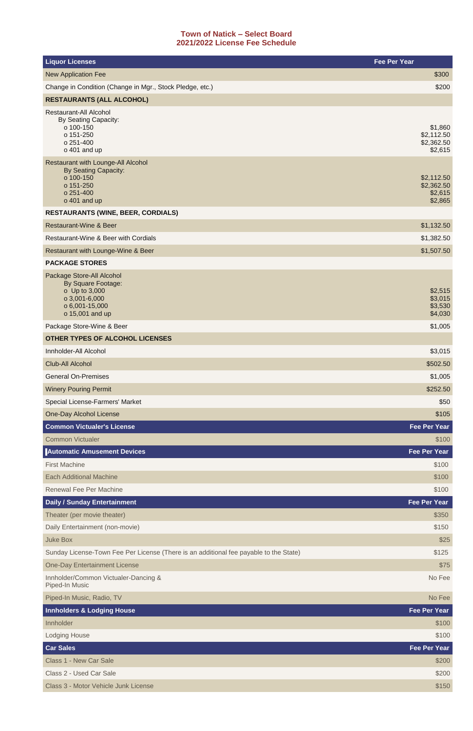## Town of Natick – Select Board
## 2021/2022 License Fee Schedule

| Liquor Licenses | Fee Per Year |
|---|---|
| New Application Fee | $300 |
| Change in Condition (Change in Mgr., Stock Pledge, etc.) | $200 |
| **RESTAURANTS (ALL ALCOHOL)** | |
| Restaurant-All Alcohol<br>By Seating Capacity:<br>o 100-150<br>o 151-250<br>o 251-400<br>o 401 and up | <br><br>$1,860<br>$2,112.50<br>$2,362.50<br>$2,615 |
| Restaurant with Lounge-All Alcohol<br>By Seating Capacity:<br>o 100-150<br>o 151-250<br>o 251-400<br>o 401 and up | <br><br>$2,112.50<br>$2,362.50<br>$2,615<br>$2,865 |
| **RESTAURANTS (WINE, BEER, CORDIALS)** | |
| Restaurant-Wine & Beer | $1,132.50 |
| Restaurant-Wine & Beer with Cordials | $1,382.50 |
| Restaurant with Lounge-Wine & Beer | $1,507.50 |
| **PACKAGE STORES** | |
| Package Store-All Alcohol<br>By Square Footage:<br>o Up to 3,000<br>o 3,001-6,000<br>o 6,001-15,000<br>o 15,001 and up | <br><br>$2,515<br>$3,015<br>$3,530<br>$4,030 |
| Package Store-Wine & Beer | $1,005 |
| **OTHER TYPES OF ALCOHOL LICENSES** | |
| Innholder-All Alcohol | $3,015 |
| Club-All Alcohol | $502.50 |
| General On-Premises | $1,005 |
| Winery Pouring Permit | $252.50 |
| Special License-Farmers' Market | $50 |
| One-Day Alcohol License | $105 |

| Common Victualer's License | Fee Per Year |
|---|---|
| Common Victualer | $100 |

| Automatic Amusement Devices | Fee Per Year |
|---|---|
| First Machine | $100 |
| Each Additional Machine | $100 |
| Renewal Fee Per Machine | $100 |

| Daily / Sunday Entertainment | Fee Per Year |
|---|---|
| Theater (per movie theater) | $350 |
| Daily Entertainment (non-movie) | $150 |
| Juke Box | $25 |
| Sunday License-Town Fee Per License (There is an additional fee payable to the State) | $125 |
| One-Day Entertainment License | $75 |
| Innholder/Common Victualer-Dancing & Piped-In Music | No Fee |
| Piped-In Music, Radio, TV | No Fee |

| Innholders & Lodging House | Fee Per Year |
|---|---|
| Innholder | $100 |
| Lodging House | $100 |

| Car Sales | Fee Per Year |
|---|---|
| Class 1 - New Car Sale | $200 |
| Class 2 - Used Car Sale | $200 |
| Class 3 - Motor Vehicle Junk License | $150 |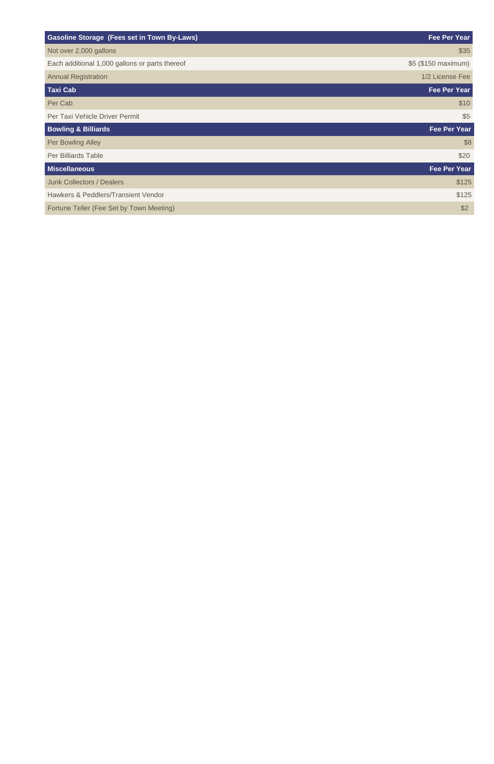| Gasoline Storage (Fees set in Town By-Laws) | Fee Per Year |
| --- | --- |
| Not over 2,000 gallons | $35 |
| Each additional 1,000 gallons or parts thereof | $5 ($150 maximum) |
| Annual Registration | 1/2 License Fee |
| **Taxi Cab** | **Fee Per Year** |
| Per Cab | $10 |
| Per Taxi Vehicle Driver Permit | $5 |
| **Bowling & Billiards** | **Fee Per Year** |
| Per Bowling Alley | $8 |
| Per Billiards Table | $20 |
| **Miscellaneous** | **Fee Per Year** |
| Junk Collectors / Dealers | $125 |
| Hawkers & Peddlers/Transient Vendor | $125 |
| Fortune Teller (Fee Set by Town Meeting) | $2 |